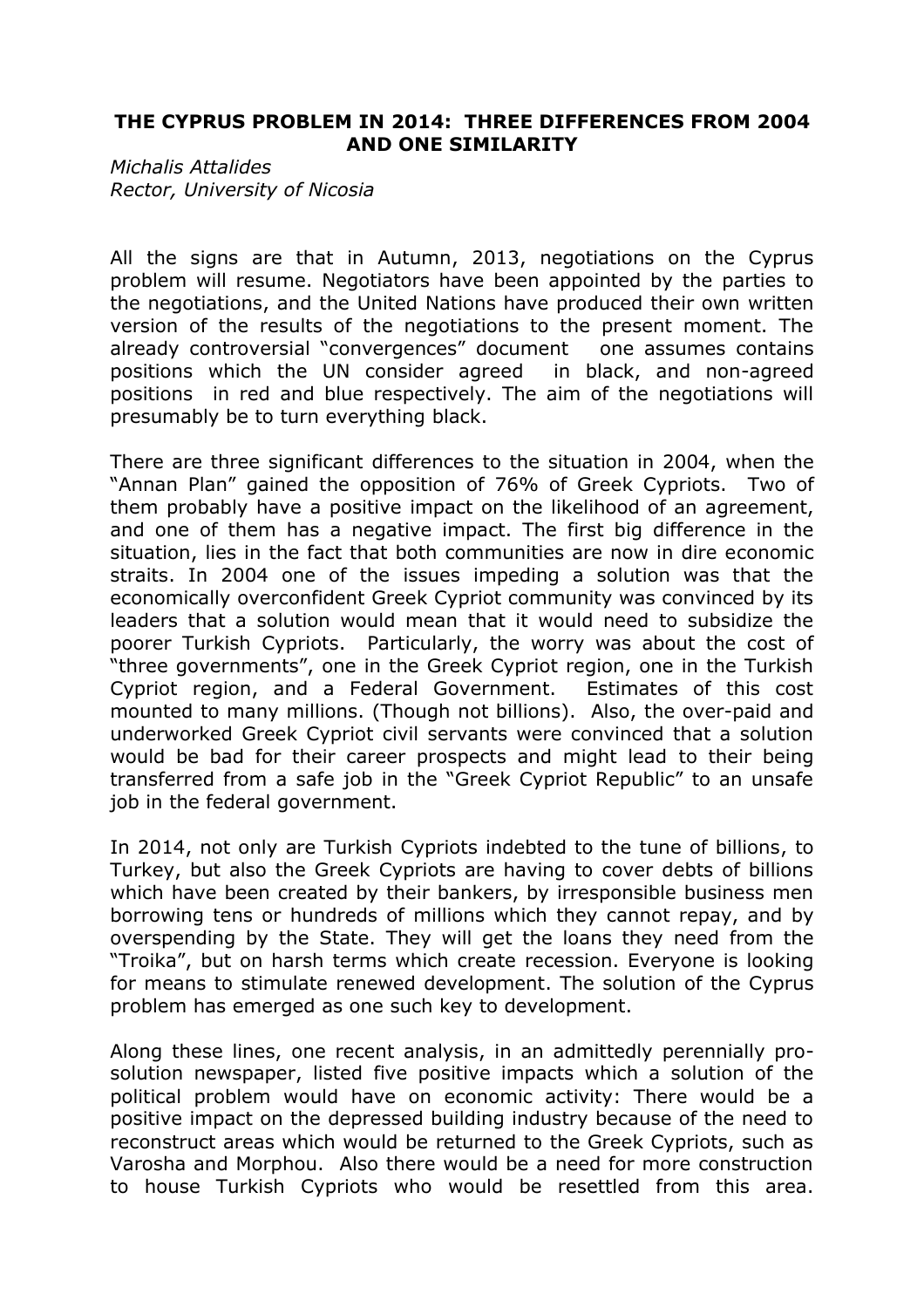**THE CYPRUS PROBLEM IN 2014: THREE DIFFERENCES FROM 2004 AND ONE SIMILARITY**

*Michalis Attalides*
*Rector, University of Nicosia*

All the signs are that in Autumn, 2013, negotiations on the Cyprus problem will resume. Negotiators have been appointed by the parties to the negotiations, and the United Nations have produced their own written version of the results of the negotiations to the present moment. The already controversial "convergences" document one assumes contains positions which the UN consider agreed in black, and non-agreed positions in red and blue respectively. The aim of the negotiations will presumably be to turn everything black.

There are three significant differences to the situation in 2004, when the "Annan Plan" gained the opposition of 76% of Greek Cypriots. Two of them probably have a positive impact on the likelihood of an agreement, and one of them has a negative impact. The first big difference in the situation, lies in the fact that both communities are now in dire economic straits. In 2004 one of the issues impeding a solution was that the economically overconfident Greek Cypriot community was convinced by its leaders that a solution would mean that it would need to subsidize the poorer Turkish Cypriots. Particularly, the worry was about the cost of "three governments", one in the Greek Cypriot region, one in the Turkish Cypriot region, and a Federal Government. Estimates of this cost mounted to many millions. (Though not billions). Also, the over-paid and underworked Greek Cypriot civil servants were convinced that a solution would be bad for their career prospects and might lead to their being transferred from a safe job in the "Greek Cypriot Republic" to an unsafe job in the federal government.

In 2014, not only are Turkish Cypriots indebted to the tune of billions, to Turkey, but also the Greek Cypriots are having to cover debts of billions which have been created by their bankers, by irresponsible business men borrowing tens or hundreds of millions which they cannot repay, and by overspending by the State. They will get the loans they need from the "Troika", but on harsh terms which create recession. Everyone is looking for means to stimulate renewed development. The solution of the Cyprus problem has emerged as one such key to development.

Along these lines, one recent analysis, in an admittedly perennially pro-solution newspaper, listed five positive impacts which a solution of the political problem would have on economic activity: There would be a positive impact on the depressed building industry because of the need to reconstruct areas which would be returned to the Greek Cypriots, such as Varosha and Morphou. Also there would be a need for more construction to house Turkish Cypriots who would be resettled from this area.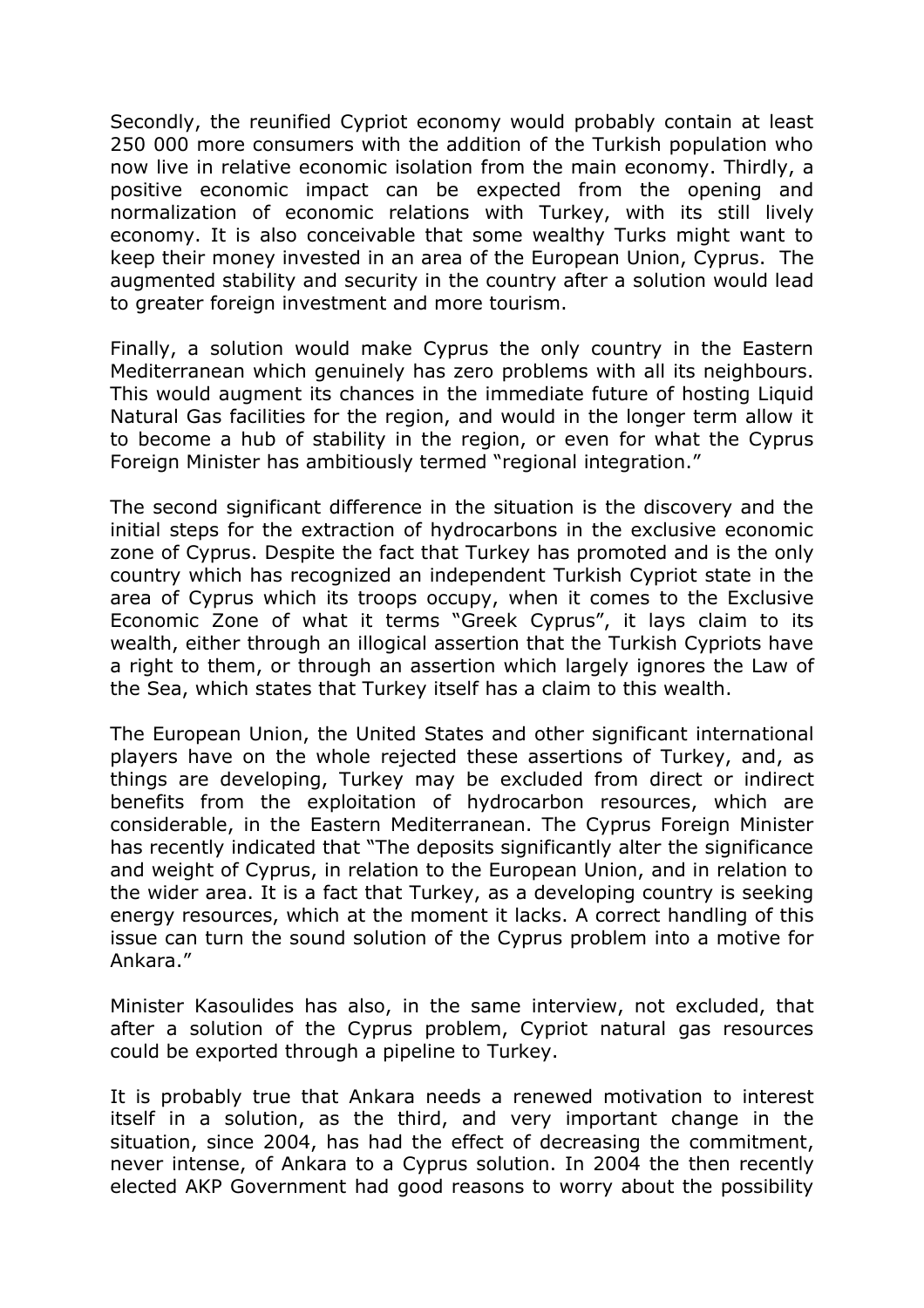Secondly, the reunified Cypriot economy would probably contain at least 250 000 more consumers with the addition of the Turkish population who now live in relative economic isolation from the main economy. Thirdly, a positive economic impact can be expected from the opening and normalization of economic relations with Turkey, with its still lively economy. It is also conceivable that some wealthy Turks might want to keep their money invested in an area of the European Union, Cyprus. The augmented stability and security in the country after a solution would lead to greater foreign investment and more tourism.

Finally, a solution would make Cyprus the only country in the Eastern Mediterranean which genuinely has zero problems with all its neighbours. This would augment its chances in the immediate future of hosting Liquid Natural Gas facilities for the region, and would in the longer term allow it to become a hub of stability in the region, or even for what the Cyprus Foreign Minister has ambitiously termed "regional integration."

The second significant difference in the situation is the discovery and the initial steps for the extraction of hydrocarbons in the exclusive economic zone of Cyprus. Despite the fact that Turkey has promoted and is the only country which has recognized an independent Turkish Cypriot state in the area of Cyprus which its troops occupy, when it comes to the Exclusive Economic Zone of what it terms "Greek Cyprus", it lays claim to its wealth, either through an illogical assertion that the Turkish Cypriots have a right to them, or through an assertion which largely ignores the Law of the Sea, which states that Turkey itself has a claim to this wealth.

The European Union, the United States and other significant international players have on the whole rejected these assertions of Turkey, and, as things are developing, Turkey may be excluded from direct or indirect benefits from the exploitation of hydrocarbon resources, which are considerable, in the Eastern Mediterranean. The Cyprus Foreign Minister has recently indicated that "The deposits significantly alter the significance and weight of Cyprus, in relation to the European Union, and in relation to the wider area. It is a fact that Turkey, as a developing country is seeking energy resources, which at the moment it lacks. A correct handling of this issue can turn the sound solution of the Cyprus problem into a motive for Ankara."

Minister Kasoulides has also, in the same interview, not excluded, that after a solution of the Cyprus problem, Cypriot natural gas resources could be exported through a pipeline to Turkey.

It is probably true that Ankara needs a renewed motivation to interest itself in a solution, as the third, and very important change in the situation, since 2004, has had the effect of decreasing the commitment, never intense, of Ankara to a Cyprus solution. In 2004 the then recently elected AKP Government had good reasons to worry about the possibility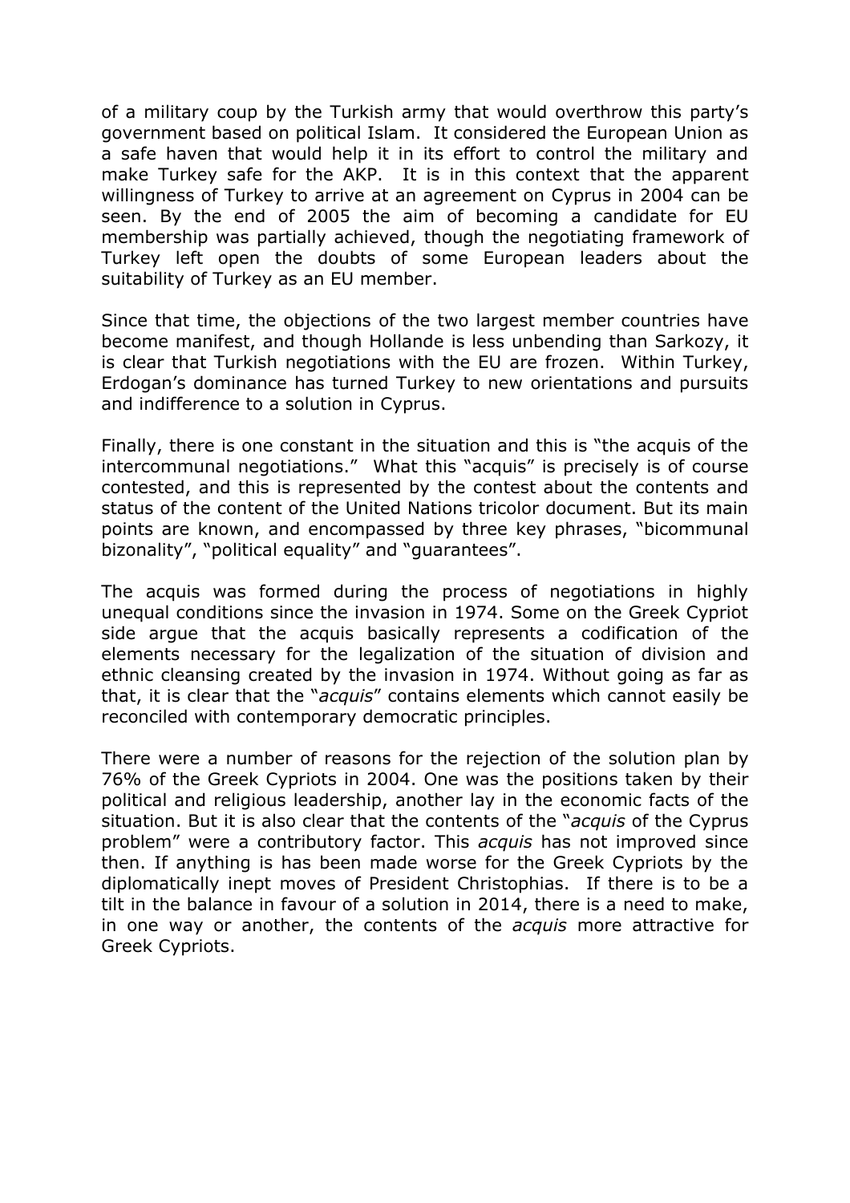of a military coup by the Turkish army that would overthrow this party's government based on political Islam. It considered the European Union as a safe haven that would help it in its effort to control the military and make Turkey safe for the AKP. It is in this context that the apparent willingness of Turkey to arrive at an agreement on Cyprus in 2004 can be seen. By the end of 2005 the aim of becoming a candidate for EU membership was partially achieved, though the negotiating framework of Turkey left open the doubts of some European leaders about the suitability of Turkey as an EU member.

Since that time, the objections of the two largest member countries have become manifest, and though Hollande is less unbending than Sarkozy, it is clear that Turkish negotiations with the EU are frozen. Within Turkey, Erdogan's dominance has turned Turkey to new orientations and pursuits and indifference to a solution in Cyprus.

Finally, there is one constant in the situation and this is "the acquis of the intercommunal negotiations." What this "acquis" is precisely is of course contested, and this is represented by the contest about the contents and status of the content of the United Nations tricolor document. But its main points are known, and encompassed by three key phrases, "bicommunal bizonality", "political equality" and "guarantees".

The acquis was formed during the process of negotiations in highly unequal conditions since the invasion in 1974. Some on the Greek Cypriot side argue that the acquis basically represents a codification of the elements necessary for the legalization of the situation of division and ethnic cleansing created by the invasion in 1974. Without going as far as that, it is clear that the "*acquis*" contains elements which cannot easily be reconciled with contemporary democratic principles.

There were a number of reasons for the rejection of the solution plan by 76% of the Greek Cypriots in 2004. One was the positions taken by their political and religious leadership, another lay in the economic facts of the situation. But it is also clear that the contents of the "*acquis* of the Cyprus problem" were a contributory factor. This *acquis* has not improved since then. If anything is has been made worse for the Greek Cypriots by the diplomatically inept moves of President Christophias. If there is to be a tilt in the balance in favour of a solution in 2014, there is a need to make, in one way or another, the contents of the *acquis* more attractive for Greek Cypriots.